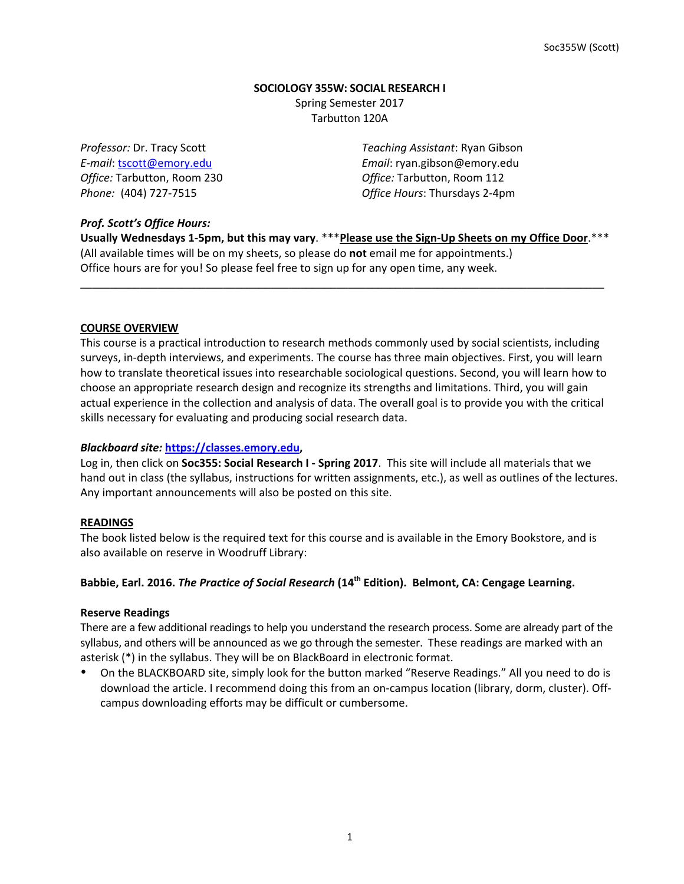# SOCIOLOGY 355W: SOCIAL RESEARCH I

Spring Semester 2017
Tarbutton 120A

*Professor:* Dr. Tracy Scott
*E-mail*: tscott@emory.edu
*Office:* Tarbutton, Room 230
*Phone:* (404) 727-7515

*Teaching Assistant*: Ryan Gibson
*Email*: ryan.gibson@emory.edu
*Office:* Tarbutton, Room 112
*Office Hours*: Thursdays 2-4pm

***Prof. Scott's Office Hours:***

**Usually Wednesdays 1-5pm, but this may vary**. *****Please use the Sign-Up Sheets on my Office Door**.***
(All available times will be on my sheets, so please do **not** email me for appointments.)
Office hours are for you! So please feel free to sign up for any open time, any week.

---

## COURSE OVERVIEW

This course is a practical introduction to research methods commonly used by social scientists, including surveys, in-depth interviews, and experiments. The course has three main objectives. First, you will learn how to translate theoretical issues into researchable sociological questions. Second, you will learn how to choose an appropriate research design and recognize its strengths and limitations. Third, you will gain actual experience in the collection and analysis of data. The overall goal is to provide you with the critical skills necessary for evaluating and producing social research data.

***Blackboard site:* https://classes.emory.edu,**

Log in, then click on **Soc355: Social Research I - Spring 2017**. This site will include all materials that we hand out in class (the syllabus, instructions for written assignments, etc.), as well as outlines of the lectures. Any important announcements will also be posted on this site.

## READINGS

The book listed below is the required text for this course and is available in the Emory Bookstore, and is also available on reserve in Woodruff Library:

**Babbie, Earl. 2016. *The Practice of Social Research* (14th Edition). Belmont, CA: Cengage Learning.**

### Reserve Readings

There are a few additional readings to help you understand the research process. Some are already part of the syllabus, and others will be announced as we go through the semester. These readings are marked with an asterisk (*) in the syllabus. They will be on BlackBoard in electronic format.

- On the BLACKBOARD site, simply look for the button marked "Reserve Readings." All you need to do is download the article. I recommend doing this from an on-campus location (library, dorm, cluster). Off-campus downloading efforts may be difficult or cumbersome.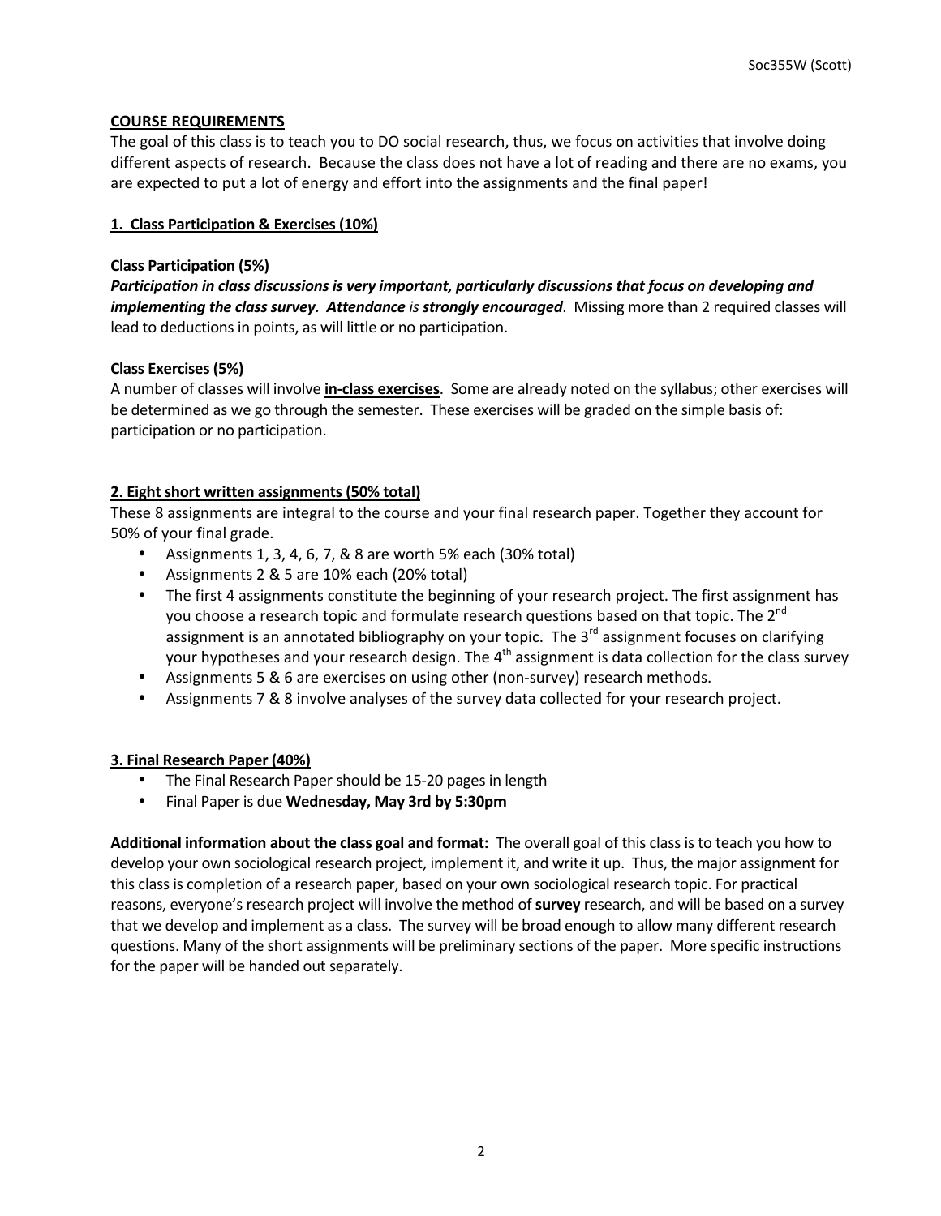## COURSE REQUIREMENTS

The goal of this class is to teach you to DO social research, thus, we focus on activities that involve doing different aspects of research. Because the class does not have a lot of reading and there are no exams, you are expected to put a lot of energy and effort into the assignments and the final paper!

### 1. Class Participation & Exercises (10%)

**Class Participation (5%)**

***Participation in class discussions is very important, particularly discussions that focus on developing and implementing the class survey. Attendance*** *is* ***strongly encouraged***. Missing more than 2 required classes will lead to deductions in points, as will little or no participation.

**Class Exercises (5%)**

A number of classes will involve **in-class exercises**. Some are already noted on the syllabus; other exercises will be determined as we go through the semester. These exercises will be graded on the simple basis of: participation or no participation.

### 2. Eight short written assignments (50% total)

These 8 assignments are integral to the course and your final research paper. Together they account for 50% of your final grade.

- Assignments 1, 3, 4, 6, 7, & 8 are worth 5% each (30% total)
- Assignments 2 & 5 are 10% each (20% total)
- The first 4 assignments constitute the beginning of your research project. The first assignment has you choose a research topic and formulate research questions based on that topic. The 2nd assignment is an annotated bibliography on your topic. The 3rd assignment focuses on clarifying your hypotheses and your research design. The 4th assignment is data collection for the class survey
- Assignments 5 & 6 are exercises on using other (non-survey) research methods.
- Assignments 7 & 8 involve analyses of the survey data collected for your research project.

### 3. Final Research Paper (40%)

- The Final Research Paper should be 15-20 pages in length
- Final Paper is due **Wednesday, May 3rd by 5:30pm**

**Additional information about the class goal and format:** The overall goal of this class is to teach you how to develop your own sociological research project, implement it, and write it up. Thus, the major assignment for this class is completion of a research paper, based on your own sociological research topic. For practical reasons, everyone's research project will involve the method of **survey** research, and will be based on a survey that we develop and implement as a class. The survey will be broad enough to allow many different research questions. Many of the short assignments will be preliminary sections of the paper. More specific instructions for the paper will be handed out separately.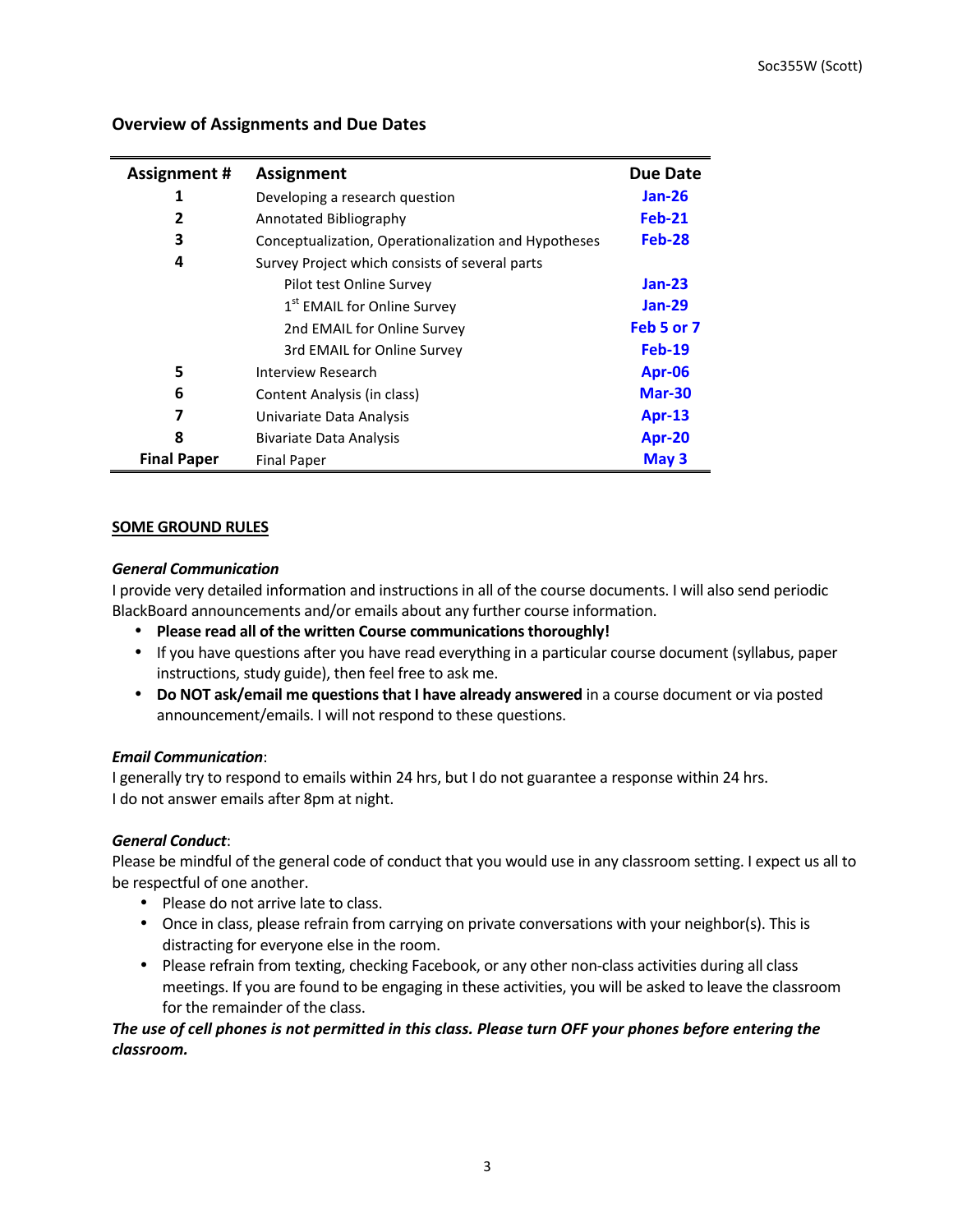## Overview of Assignments and Due Dates

| Assignment # | Assignment | Due Date |
|---|---|---|
| 1 | Developing a research question | Jan-26 |
| 2 | Annotated Bibliography | Feb-21 |
| 3 | Conceptualization, Operationalization and Hypotheses | Feb-28 |
| 4 | Survey Project which consists of several parts | |
| | Pilot test Online Survey | Jan-23 |
| | 1st EMAIL for Online Survey | Jan-29 |
| | 2nd EMAIL for Online Survey | Feb 5 or 7 |
| | 3rd EMAIL for Online Survey | Feb-19 |
| 5 | Interview Research | Apr-06 |
| 6 | Content Analysis (in class) | Mar-30 |
| 7 | Univariate Data Analysis | Apr-13 |
| 8 | Bivariate Data Analysis | Apr-20 |
| **Final Paper** | Final Paper | May 3 |

## SOME GROUND RULES

***General Communication***

I provide very detailed information and instructions in all of the course documents. I will also send periodic BlackBoard announcements and/or emails about any further course information.

- **Please read all of the written Course communications thoroughly!**
- If you have questions after you have read everything in a particular course document (syllabus, paper instructions, study guide), then feel free to ask me.
- **Do NOT ask/email me questions that I have already answered** in a course document or via posted announcement/emails. I will not respond to these questions.

***Email Communication***:

I generally try to respond to emails within 24 hrs, but I do not guarantee a response within 24 hrs.
I do not answer emails after 8pm at night.

***General Conduct***:

Please be mindful of the general code of conduct that you would use in any classroom setting. I expect us all to be respectful of one another.

- Please do not arrive late to class.
- Once in class, please refrain from carrying on private conversations with your neighbor(s). This is distracting for everyone else in the room.
- Please refrain from texting, checking Facebook, or any other non-class activities during all class meetings. If you are found to be engaging in these activities, you will be asked to leave the classroom for the remainder of the class.

***The use of cell phones is not permitted in this class. Please turn OFF your phones before entering the classroom.***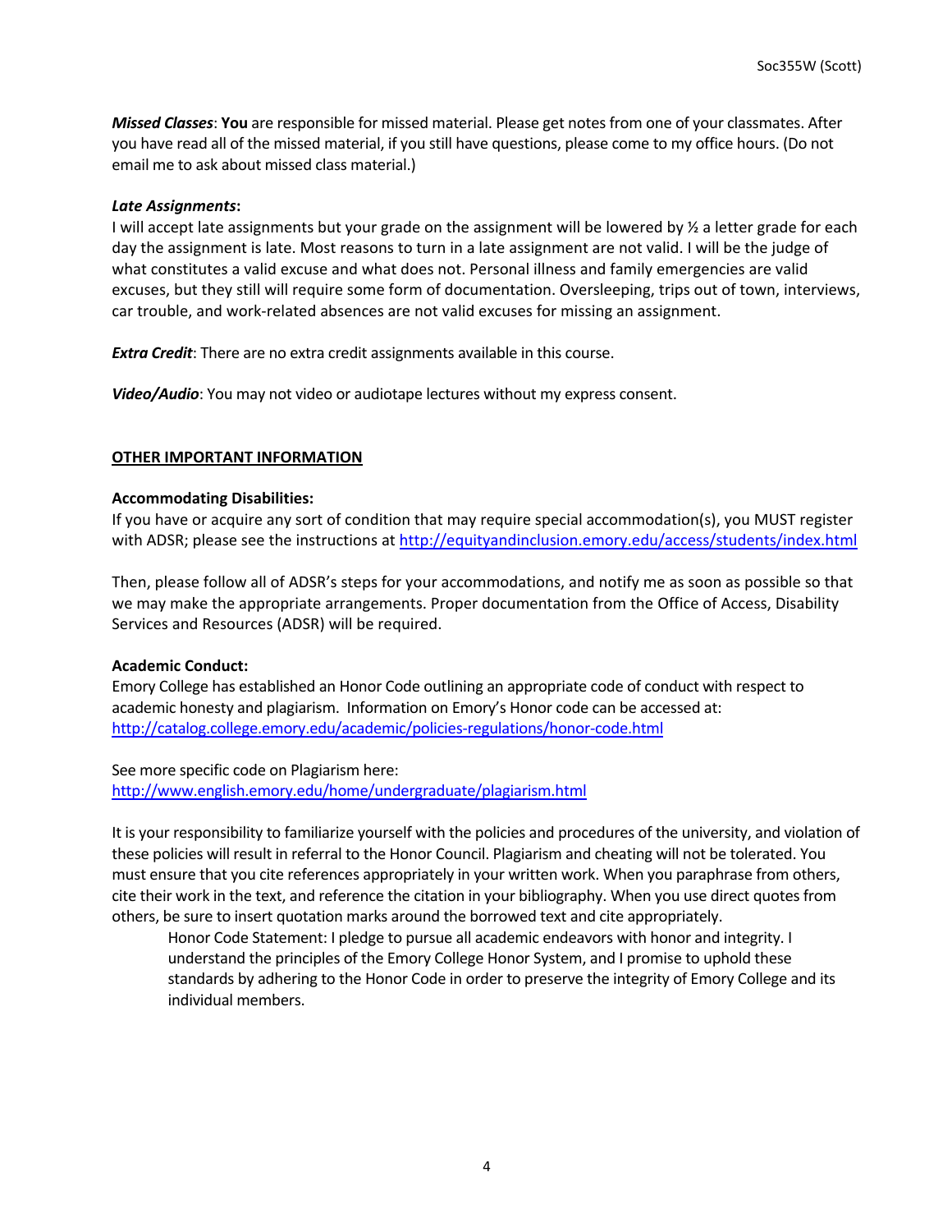***Missed Classes***: **You** are responsible for missed material. Please get notes from one of your classmates. After you have read all of the missed material, if you still have questions, please come to my office hours. (Do not email me to ask about missed class material.)

***Late Assignments*:**

I will accept late assignments but your grade on the assignment will be lowered by ½ a letter grade for each day the assignment is late. Most reasons to turn in a late assignment are not valid. I will be the judge of what constitutes a valid excuse and what does not. Personal illness and family emergencies are valid excuses, but they still will require some form of documentation. Oversleeping, trips out of town, interviews, car trouble, and work-related absences are not valid excuses for missing an assignment.

***Extra Credit***: There are no extra credit assignments available in this course.

***Video/Audio***: You may not video or audiotape lectures without my express consent.

## OTHER IMPORTANT INFORMATION

**Accommodating Disabilities:**

If you have or acquire any sort of condition that may require special accommodation(s), you MUST register with ADSR; please see the instructions at http://equityandinclusion.emory.edu/access/students/index.html

Then, please follow all of ADSR's steps for your accommodations, and notify me as soon as possible so that we may make the appropriate arrangements. Proper documentation from the Office of Access, Disability Services and Resources (ADSR) will be required.

**Academic Conduct:**

Emory College has established an Honor Code outlining an appropriate code of conduct with respect to academic honesty and plagiarism. Information on Emory's Honor code can be accessed at: http://catalog.college.emory.edu/academic/policies-regulations/honor-code.html

See more specific code on Plagiarism here:
http://www.english.emory.edu/home/undergraduate/plagiarism.html

It is your responsibility to familiarize yourself with the policies and procedures of the university, and violation of these policies will result in referral to the Honor Council. Plagiarism and cheating will not be tolerated. You must ensure that you cite references appropriately in your written work. When you paraphrase from others, cite their work in the text, and reference the citation in your bibliography. When you use direct quotes from others, be sure to insert quotation marks around the borrowed text and cite appropriately.

> Honor Code Statement: I pledge to pursue all academic endeavors with honor and integrity. I understand the principles of the Emory College Honor System, and I promise to uphold these standards by adhering to the Honor Code in order to preserve the integrity of Emory College and its individual members.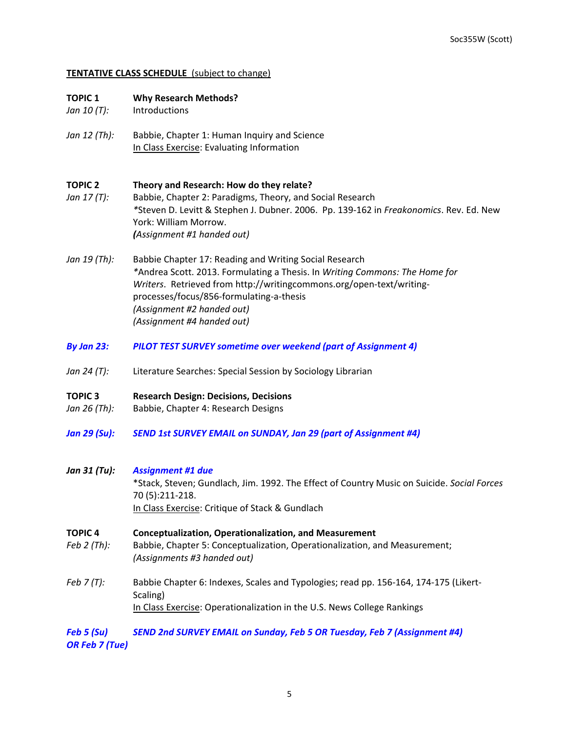**TENTATIVE CLASS SCHEDULE** (subject to change)

**TOPIC 1** **Why Research Methods?**

*Jan 10 (T):* Introductions

*Jan 12 (Th):* Babbie, Chapter 1: Human Inquiry and Science
In Class Exercise: Evaluating Information

**TOPIC 2** **Theory and Research: How do they relate?**

*Jan 17 (T):* Babbie, Chapter 2: Paradigms, Theory, and Social Research
*Steven D. Levitt & Stephen J. Dubner. 2006. Pp. 139-162 in *Freakonomics*. Rev. Ed. New York: William Morrow.
***(****Assignment #1 handed out)*

*Jan 19 (Th):* Babbie Chapter 17: Reading and Writing Social Research
*Andrea Scott. 2013. Formulating a Thesis. In *Writing Commons: The Home for Writers*. Retrieved from http://writingcommons.org/open-text/writing-processes/focus/856-formulating-a-thesis
*(Assignment #2 handed out)*
*(Assignment #4 handed out)*

***By Jan 23:*** ***PILOT TEST SURVEY sometime over weekend (part of Assignment 4)***

*Jan 24 (T):* Literature Searches: Special Session by Sociology Librarian

**TOPIC 3** **Research Design: Decisions, Decisions**

*Jan 26 (Th):* Babbie, Chapter 4: Research Designs

***Jan 29 (Su):*** ***SEND 1st SURVEY EMAIL on SUNDAY, Jan 29 (part of Assignment #4)***

***Jan 31 (Tu):*** ***Assignment #1 due***
*Stack, Steven; Gundlach, Jim. 1992. The Effect of Country Music on Suicide. *Social Forces* 70 (5):211-218.
In Class Exercise: Critique of Stack & Gundlach

**TOPIC 4** **Conceptualization, Operationalization, and Measurement**

*Feb 2 (Th):* Babbie, Chapter 5: Conceptualization, Operationalization, and Measurement;
*(Assignments #3 handed out)*

*Feb 7 (T):* Babbie Chapter 6: Indexes, Scales and Typologies; read pp. 156-164, 174-175 (Likert-Scaling)
In Class Exercise: Operationalization in the U.S. News College Rankings

***Feb 5 (Su) OR Feb 7 (Tue)*** ***SEND 2nd SURVEY EMAIL on Sunday, Feb 5 OR Tuesday, Feb 7 (Assignment #4)***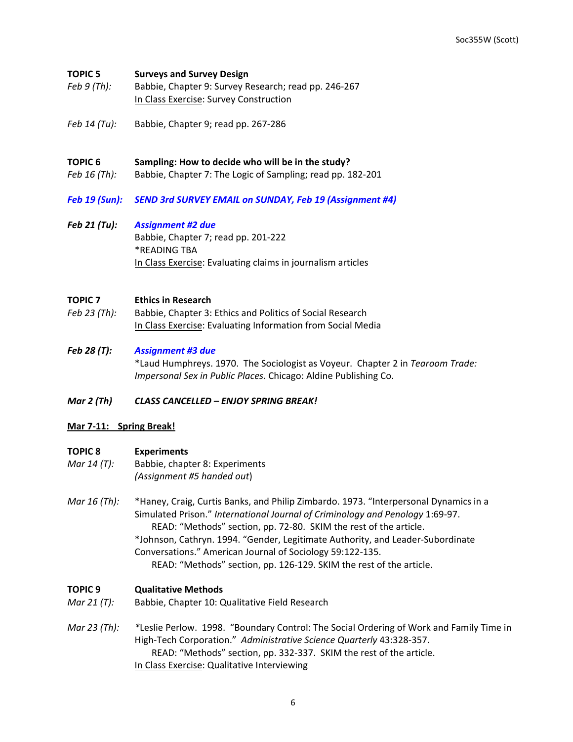**TOPIC 5** **Surveys and Survey Design**

*Feb 9 (Th):* Babbie, Chapter 9: Survey Research; read pp. 246-267
In Class Exercise: Survey Construction

*Feb 14 (Tu):* Babbie, Chapter 9; read pp. 267-286

**TOPIC 6** **Sampling: How to decide who will be in the study?**

*Feb 16 (Th):* Babbie, Chapter 7: The Logic of Sampling; read pp. 182-201

***Feb 19 (Sun):*** ***SEND 3rd SURVEY EMAIL on SUNDAY, Feb 19 (Assignment #4)***

***Feb 21 (Tu):*** ***Assignment #2 due***
Babbie, Chapter 7; read pp. 201-222
*READING TBA
In Class Exercise: Evaluating claims in journalism articles

**TOPIC 7** **Ethics in Research**

*Feb 23 (Th):* Babbie, Chapter 3: Ethics and Politics of Social Research
In Class Exercise: Evaluating Information from Social Media

***Feb 28 (T):*** ***Assignment #3 due***
*Laud Humphreys. 1970. The Sociologist as Voyeur. Chapter 2 in *Tearoom Trade: Impersonal Sex in Public Places*. Chicago: Aldine Publishing Co.

***Mar 2 (Th)*** ***CLASS CANCELLED – ENJOY SPRING BREAK!***

**Mar 7-11: Spring Break!**

**TOPIC 8** **Experiments**

*Mar 14 (T):* Babbie, chapter 8: Experiments
*(Assignment #5 handed out*)

*Mar 16 (Th):* *Haney, Craig, Curtis Banks, and Philip Zimbardo. 1973. "Interpersonal Dynamics in a Simulated Prison." *International Journal of Criminology and Penology* 1:69-97.
READ: "Methods" section, pp. 72-80. SKIM the rest of the article.
*Johnson, Cathryn. 1994. "Gender, Legitimate Authority, and Leader-Subordinate Conversations." American Journal of Sociology 59:122-135.
READ: "Methods" section, pp. 126-129. SKIM the rest of the article.

**TOPIC 9** **Qualitative Methods**

*Mar 21 (T):* Babbie, Chapter 10: Qualitative Field Research

*Mar 23 (Th):* *Leslie Perlow. 1998. "Boundary Control: The Social Ordering of Work and Family Time in High-Tech Corporation." *Administrative Science Quarterly* 43:328-357.
READ: "Methods" section, pp. 332-337. SKIM the rest of the article.
In Class Exercise: Qualitative Interviewing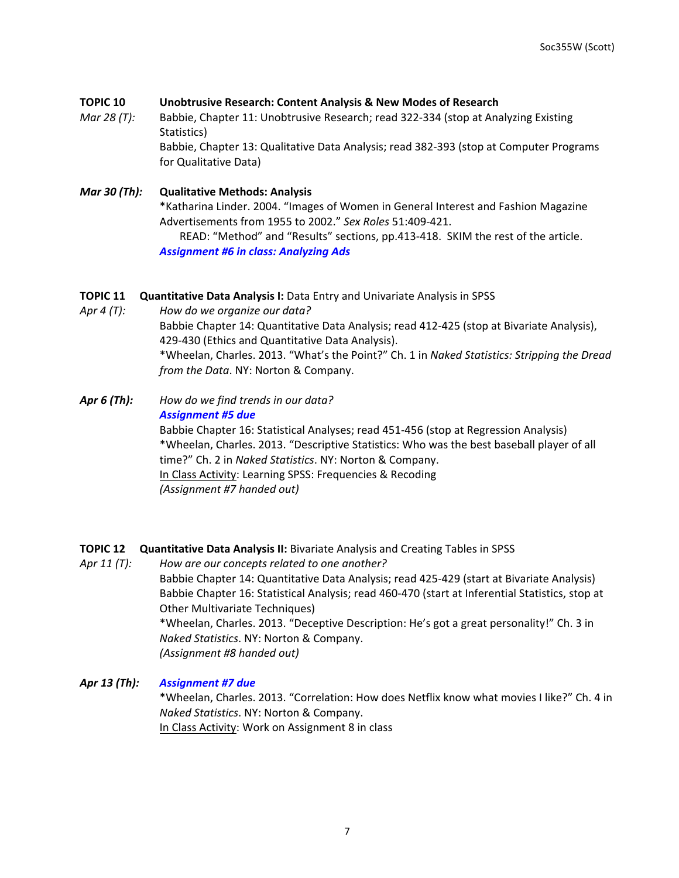**TOPIC 10 Unobtrusive Research: Content Analysis & New Modes of Research**

*Mar 28 (T):* Babbie, Chapter 11: Unobtrusive Research; read 322-334 (stop at Analyzing Existing Statistics)
Babbie, Chapter 13: Qualitative Data Analysis; read 382-393 (stop at Computer Programs for Qualitative Data)

***Mar 30 (Th):*** **Qualitative Methods: Analysis**
*Katharina Linder. 2004. "Images of Women in General Interest and Fashion Magazine Advertisements from 1955 to 2002." *Sex Roles* 51:409-421.
READ: "Method" and "Results" sections, pp.413-418. SKIM the rest of the article.
***Assignment #6 in class: Analyzing Ads***

**TOPIC 11 Quantitative Data Analysis I:** Data Entry and Univariate Analysis in SPSS

*Apr 4 (T):* *How do we organize our data?*
Babbie Chapter 14: Quantitative Data Analysis; read 412-425 (stop at Bivariate Analysis), 429-430 (Ethics and Quantitative Data Analysis).
*Wheelan, Charles. 2013. "What's the Point?" Ch. 1 in *Naked Statistics: Stripping the Dread from the Data*. NY: Norton & Company.

***Apr 6 (Th):*** *How do we find trends in our data?*
***Assignment #5 due***
Babbie Chapter 16: Statistical Analyses; read 451-456 (stop at Regression Analysis)
*Wheelan, Charles. 2013. "Descriptive Statistics: Who was the best baseball player of all time?" Ch. 2 in *Naked Statistics*. NY: Norton & Company.
In Class Activity: Learning SPSS: Frequencies & Recoding
*(Assignment #7 handed out)*

**TOPIC 12 Quantitative Data Analysis II:** Bivariate Analysis and Creating Tables in SPSS

*Apr 11 (T):* *How are our concepts related to one another?*
Babbie Chapter 14: Quantitative Data Analysis; read 425-429 (start at Bivariate Analysis)
Babbie Chapter 16: Statistical Analysis; read 460-470 (start at Inferential Statistics, stop at Other Multivariate Techniques)
*Wheelan, Charles. 2013. "Deceptive Description: He's got a great personality!" Ch. 3 in *Naked Statistics*. NY: Norton & Company.
*(Assignment #8 handed out)*

***Apr 13 (Th):*** ***Assignment #7 due***
*Wheelan, Charles. 2013. "Correlation: How does Netflix know what movies I like?" Ch. 4 in *Naked Statistics*. NY: Norton & Company.
In Class Activity: Work on Assignment 8 in class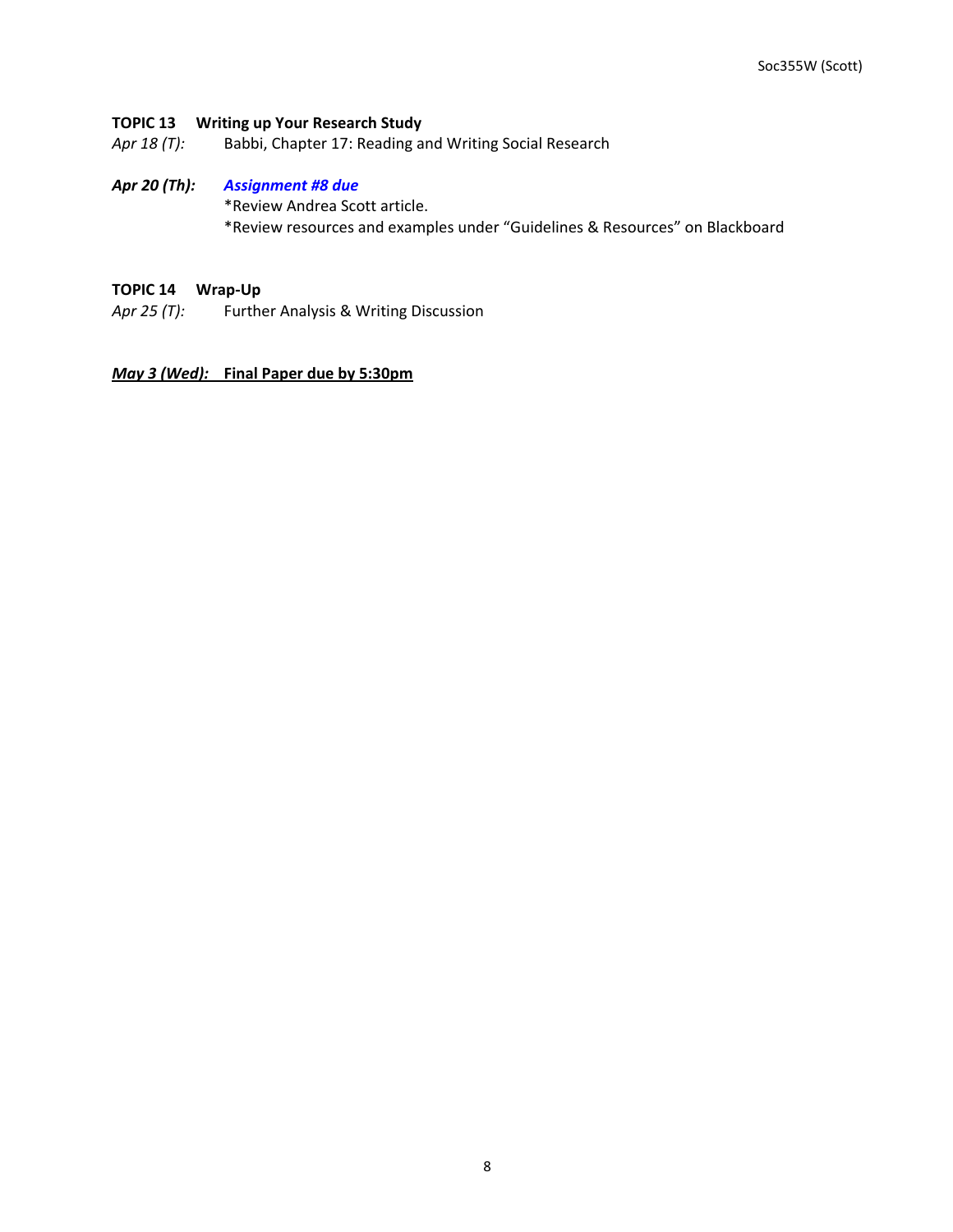**TOPIC 13 Writing up Your Research Study**

*Apr 18 (T):* Babbi, Chapter 17: Reading and Writing Social Research

***Apr 20 (Th):*** ***Assignment #8 due***

*Review Andrea Scott article.

*Review resources and examples under "Guidelines & Resources" on Blackboard

**TOPIC 14 Wrap-Up**

*Apr 25 (T):* Further Analysis & Writing Discussion

***May 3 (Wed):*** **Final Paper due by 5:30pm**